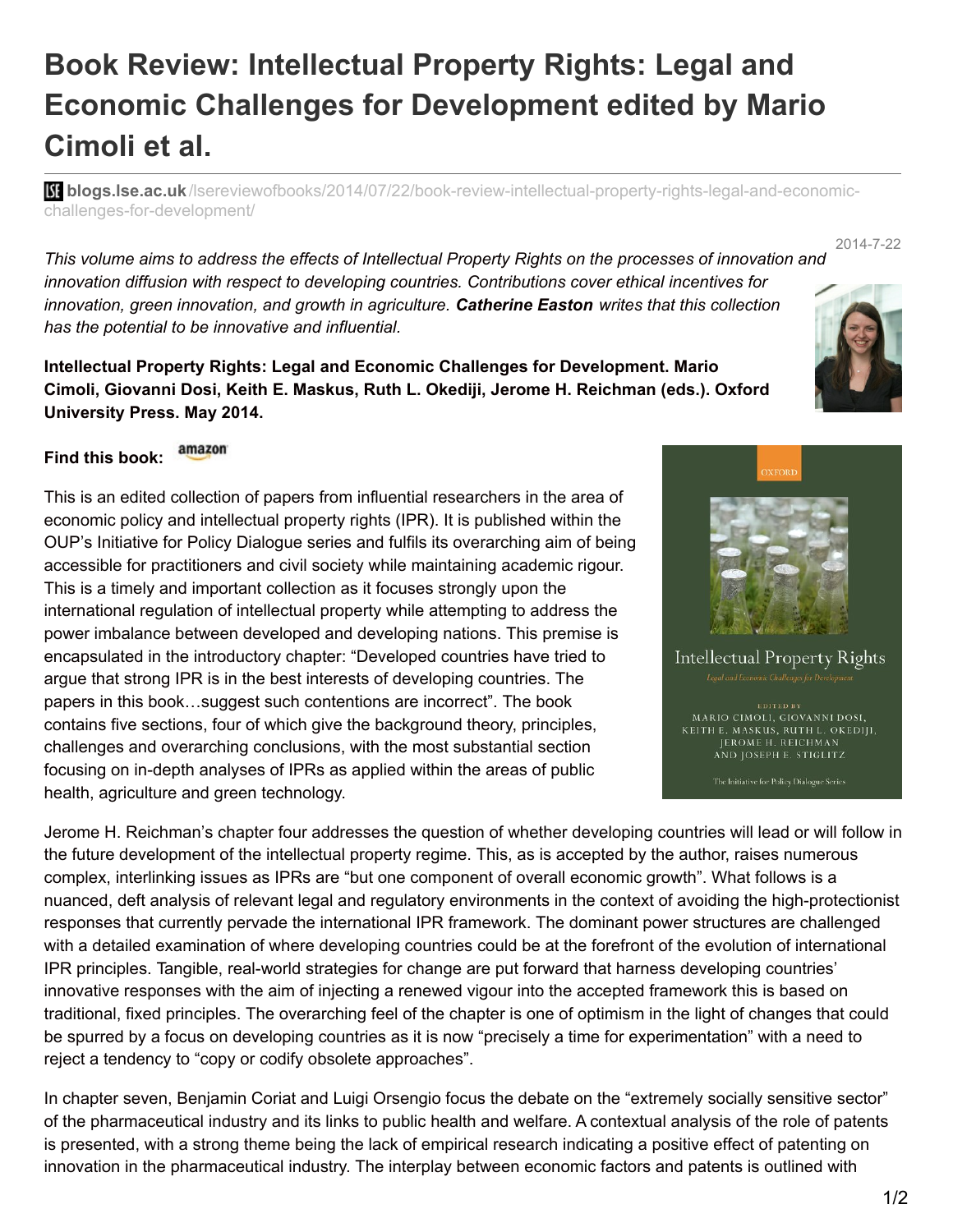# Book Review: Intellectual Property Rights: Legal and Economic Challenges for Development edited by Mario Cimoli et al.

**blogs.lse.ac.uk**/lsereviewofbooks/2014/07/22/book-review-intellectual-property-rights-legal-and-economic-challenges-for-development/

2014-7-22

*This volume aims to address the effects of Intellectual Property Rights on the processes of innovation and innovation diffusion with respect to developing countries. Contributions cover ethical incentives for innovation, green innovation, and growth in agriculture.* ***Catherine Easton*** *writes that this collection has the potential to be innovative and influential.*

**Intellectual Property Rights: Legal and Economic Challenges for Development. Mario Cimoli, Giovanni Dosi, Keith E. Maskus, Ruth L. Okediji, Jerome H. Reichman (eds.). Oxford University Press. May 2014.**

**Find this book:** amazon

This is an edited collection of papers from influential researchers in the area of economic policy and intellectual property rights (IPR). It is published within the OUP's Initiative for Policy Dialogue series and fulfils its overarching aim of being accessible for practitioners and civil society while maintaining academic rigour. This is a timely and important collection as it focuses strongly upon the international regulation of intellectual property while attempting to address the power imbalance between developed and developing nations. This premise is encapsulated in the introductory chapter: "Developed countries have tried to argue that strong IPR is in the best interests of developing countries. The papers in this book…suggest such contentions are incorrect". The book contains five sections, four of which give the background theory, principles, challenges and overarching conclusions, with the most substantial section focusing on in-depth analyses of IPRs as applied within the areas of public health, agriculture and green technology.

Jerome H. Reichman's chapter four addresses the question of whether developing countries will lead or will follow in the future development of the intellectual property regime. This, as is accepted by the author, raises numerous complex, interlinking issues as IPRs are "but one component of overall economic growth". What follows is a nuanced, deft analysis of relevant legal and regulatory environments in the context of avoiding the high-protectionist responses that currently pervade the international IPR framework. The dominant power structures are challenged with a detailed examination of where developing countries could be at the forefront of the evolution of international IPR principles. Tangible, real-world strategies for change are put forward that harness developing countries' innovative responses with the aim of injecting a renewed vigour into the accepted framework this is based on traditional, fixed principles. The overarching feel of the chapter is one of optimism in the light of changes that could be spurred by a focus on developing countries as it is now "precisely a time for experimentation" with a need to reject a tendency to "copy or codify obsolete approaches".

In chapter seven, Benjamin Coriat and Luigi Orsengio focus the debate on the "extremely socially sensitive sector" of the pharmaceutical industry and its links to public health and welfare. A contextual analysis of the role of patents is presented, with a strong theme being the lack of empirical research indicating a positive effect of patenting on innovation in the pharmaceutical industry. The interplay between economic factors and patents is outlined with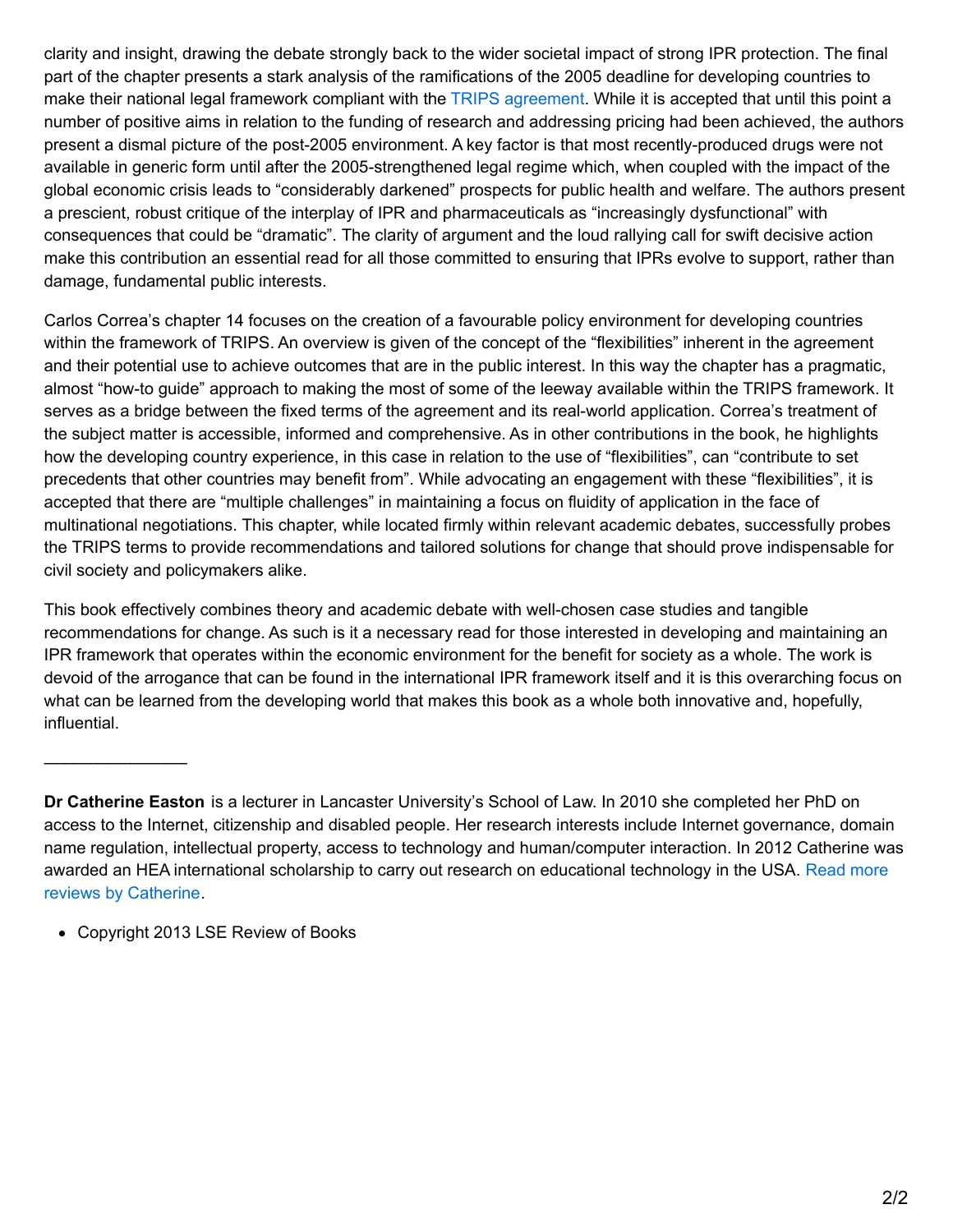clarity and insight, drawing the debate strongly back to the wider societal impact of strong IPR protection. The final part of the chapter presents a stark analysis of the ramifications of the 2005 deadline for developing countries to make their national legal framework compliant with the TRIPS agreement. While it is accepted that until this point a number of positive aims in relation to the funding of research and addressing pricing had been achieved, the authors present a dismal picture of the post-2005 environment. A key factor is that most recently-produced drugs were not available in generic form until after the 2005-strengthened legal regime which, when coupled with the impact of the global economic crisis leads to "considerably darkened" prospects for public health and welfare. The authors present a prescient, robust critique of the interplay of IPR and pharmaceuticals as "increasingly dysfunctional" with consequences that could be "dramatic". The clarity of argument and the loud rallying call for swift decisive action make this contribution an essential read for all those committed to ensuring that IPRs evolve to support, rather than damage, fundamental public interests.

Carlos Correa's chapter 14 focuses on the creation of a favourable policy environment for developing countries within the framework of TRIPS. An overview is given of the concept of the "flexibilities" inherent in the agreement and their potential use to achieve outcomes that are in the public interest. In this way the chapter has a pragmatic, almost "how-to guide" approach to making the most of some of the leeway available within the TRIPS framework. It serves as a bridge between the fixed terms of the agreement and its real-world application. Correa's treatment of the subject matter is accessible, informed and comprehensive. As in other contributions in the book, he highlights how the developing country experience, in this case in relation to the use of "flexibilities", can "contribute to set precedents that other countries may benefit from". While advocating an engagement with these "flexibilities", it is accepted that there are "multiple challenges" in maintaining a focus on fluidity of application in the face of multinational negotiations. This chapter, while located firmly within relevant academic debates, successfully probes the TRIPS terms to provide recommendations and tailored solutions for change that should prove indispensable for civil society and policymakers alike.

This book effectively combines theory and academic debate with well-chosen case studies and tangible recommendations for change. As such is it a necessary read for those interested in developing and maintaining an IPR framework that operates within the economic environment for the benefit for society as a whole. The work is devoid of the arrogance that can be found in the international IPR framework itself and it is this overarching focus on what can be learned from the developing world that makes this book as a whole both innovative and, hopefully, influential.

---

**Dr Catherine Easton** is a lecturer in Lancaster University's School of Law. In 2010 she completed her PhD on access to the Internet, citizenship and disabled people. Her research interests include Internet governance, domain name regulation, intellectual property, access to technology and human/computer interaction. In 2012 Catherine was awarded an HEA international scholarship to carry out research on educational technology in the USA. Read more reviews by Catherine.

- Copyright 2013 LSE Review of Books